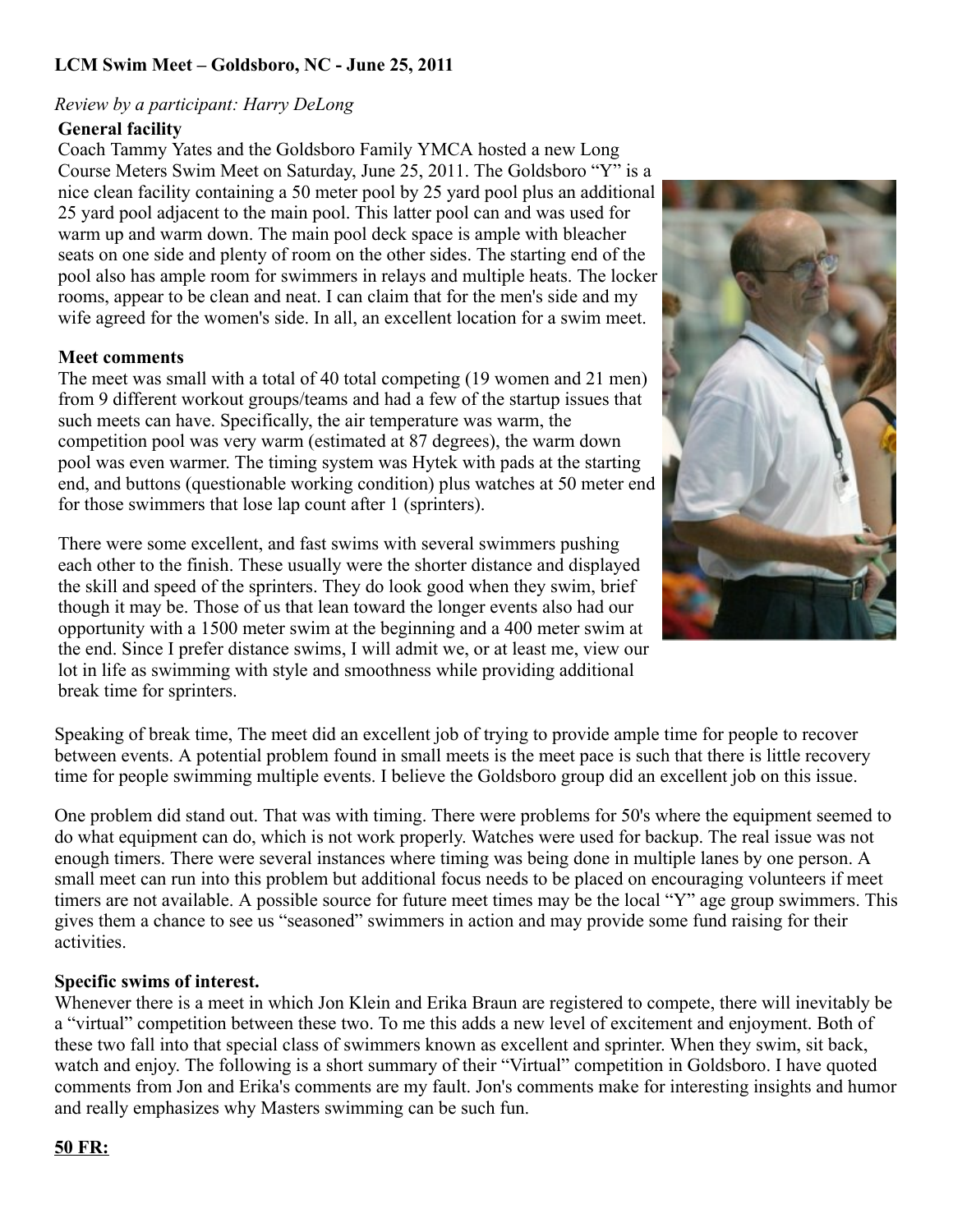**LCM Swim Meet – Goldsboro, NC - June 25, 2011**

*Review by a participant: Harry DeLong*

**General facility**

Coach Tammy Yates and the Goldsboro Family YMCA hosted a new Long Course Meters Swim Meet on Saturday, June 25, 2011. The Goldsboro "Y" is a nice clean facility containing a 50 meter pool by 25 yard pool plus an additional 25 yard pool adjacent to the main pool. This latter pool can and was used for warm up and warm down. The main pool deck space is ample with bleacher seats on one side and plenty of room on the other sides. The starting end of the pool also has ample room for swimmers in relays and multiple heats. The locker rooms, appear to be clean and neat. I can claim that for the men's side and my wife agreed for the women's side. In all, an excellent location for a swim meet.

**Meet comments**

The meet was small with a total of 40 total competing (19 women and 21 men) from 9 different workout groups/teams and had a few of the startup issues that such meets can have. Specifically, the air temperature was warm, the competition pool was very warm (estimated at 87 degrees), the warm down pool was even warmer. The timing system was Hytek with pads at the starting end, and buttons (questionable working condition) plus watches at 50 meter end for those swimmers that lose lap count after 1 (sprinters).

There were some excellent, and fast swims with several swimmers pushing each other to the finish. These usually were the shorter distance and displayed the skill and speed of the sprinters. They do look good when they swim, brief though it may be. Those of us that lean toward the longer events also had our opportunity with a 1500 meter swim at the beginning and a 400 meter swim at the end. Since I prefer distance swims, I will admit we, or at least me, view our lot in life as swimming with style and smoothness while providing additional break time for sprinters.

Speaking of break time, The meet did an excellent job of trying to provide ample time for people to recover between events. A potential problem found in small meets is the meet pace is such that there is little recovery time for people swimming multiple events. I believe the Goldsboro group did an excellent job on this issue.

One problem did stand out. That was with timing. There were problems for 50's where the equipment seemed to do what equipment can do, which is not work properly. Watches were used for backup. The real issue was not enough timers. There were several instances where timing was being done in multiple lanes by one person. A small meet can run into this problem but additional focus needs to be placed on encouraging volunteers if meet timers are not available. A possible source for future meet times may be the local "Y" age group swimmers. This gives them a chance to see us "seasoned" swimmers in action and may provide some fund raising for their activities.

**Specific swims of interest.**

Whenever there is a meet in which Jon Klein and Erika Braun are registered to compete, there will inevitably be a "virtual" competition between these two. To me this adds a new level of excitement and enjoyment. Both of these two fall into that special class of swimmers known as excellent and sprinter. When they swim, sit back, watch and enjoy. The following is a short summary of their "Virtual" competition in Goldsboro. I have quoted comments from Jon and Erika's comments are my fault. Jon's comments make for interesting insights and humor and really emphasizes why Masters swimming can be such fun.

**<u>50 FR:</u>**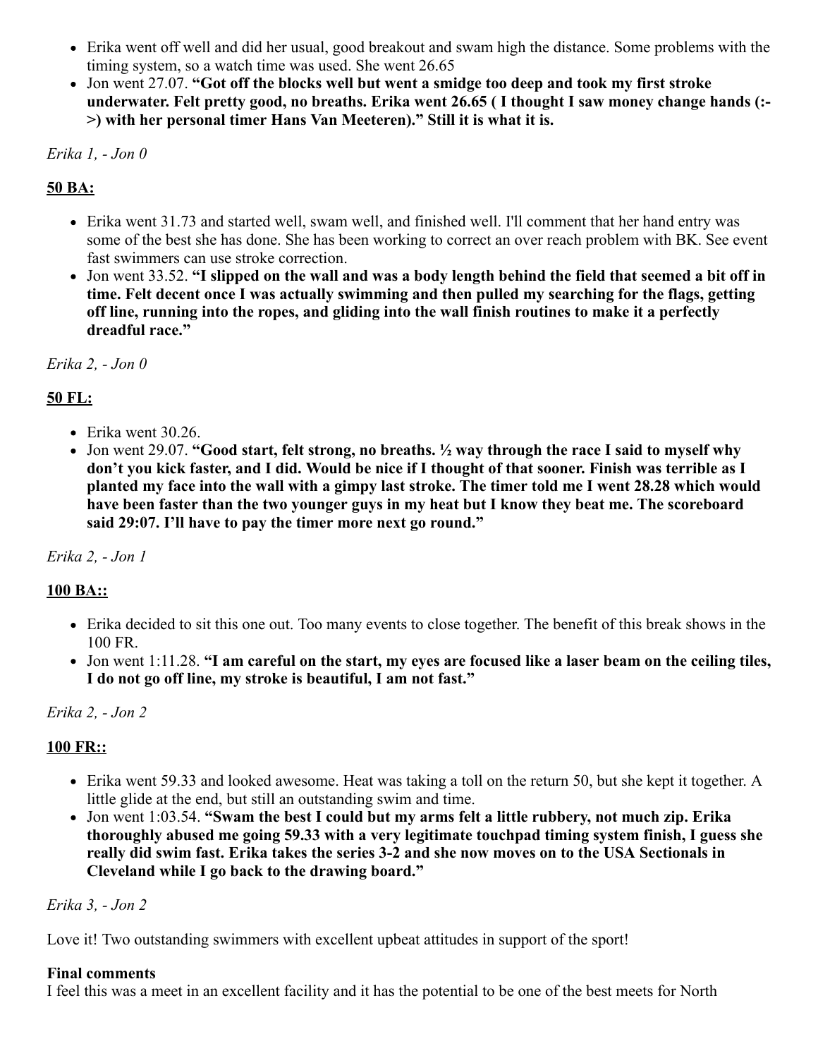- Erika went off well and did her usual, good breakout and swam high the distance. Some problems with the timing system, so a watch time was used. She went 26.65
- Jon went 27.07. **"Got off the blocks well but went a smidge too deep and took my first stroke underwater. Felt pretty good, no breaths. Erika went 26.65 ( I thought I saw money change hands (:->) with her personal timer Hans Van Meeteren)." Still it is what it is.**

*Erika 1, - Jon 0*

**50 BA:**

- Erika went 31.73 and started well, swam well, and finished well. I'll comment that her hand entry was some of the best she has done. She has been working to correct an over reach problem with BK. See event fast swimmers can use stroke correction.
- Jon went 33.52. **"I slipped on the wall and was a body length behind the field that seemed a bit off in time. Felt decent once I was actually swimming and then pulled my searching for the flags, getting off line, running into the ropes, and gliding into the wall finish routines to make it a perfectly dreadful race."**

*Erika 2, - Jon 0*

**50 FL:**

- Erika went 30.26.
- Jon went 29.07. **"Good start, felt strong, no breaths. ½ way through the race I said to myself why don't you kick faster, and I did. Would be nice if I thought of that sooner. Finish was terrible as I planted my face into the wall with a gimpy last stroke. The timer told me I went 28.28 which would have been faster than the two younger guys in my heat but I know they beat me. The scoreboard said 29:07. I'll have to pay the timer more next go round."**

*Erika 2, - Jon 1*

**100 BA::**

- Erika decided to sit this one out. Too many events to close together. The benefit of this break shows in the 100 FR.
- Jon went 1:11.28. **"I am careful on the start, my eyes are focused like a laser beam on the ceiling tiles, I do not go off line, my stroke is beautiful, I am not fast."**

*Erika 2, - Jon 2*

**100 FR::**

- Erika went 59.33 and looked awesome. Heat was taking a toll on the return 50, but she kept it together. A little glide at the end, but still an outstanding swim and time.
- Jon went 1:03.54. **"Swam the best I could but my arms felt a little rubbery, not much zip. Erika thoroughly abused me going 59.33 with a very legitimate touchpad timing system finish, I guess she really did swim fast. Erika takes the series 3-2 and she now moves on to the USA Sectionals in Cleveland while I go back to the drawing board."**

*Erika 3, - Jon 2*

Love it! Two outstanding swimmers with excellent upbeat attitudes in support of the sport!

**Final comments**

I feel this was a meet in an excellent facility and it has the potential to be one of the best meets for North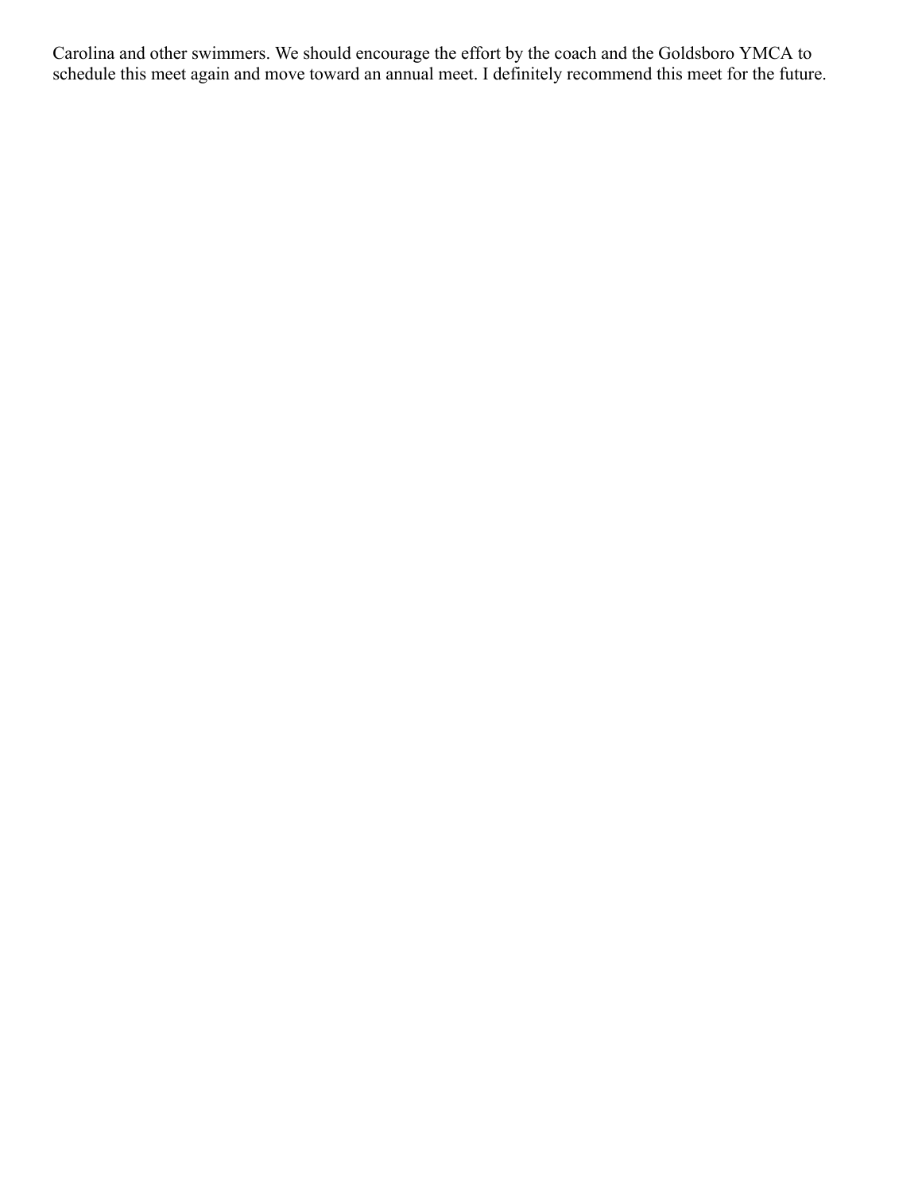Carolina and other swimmers. We should encourage the effort by the coach and the Goldsboro YMCA to schedule this meet again and move toward an annual meet. I definitely recommend this meet for the future.